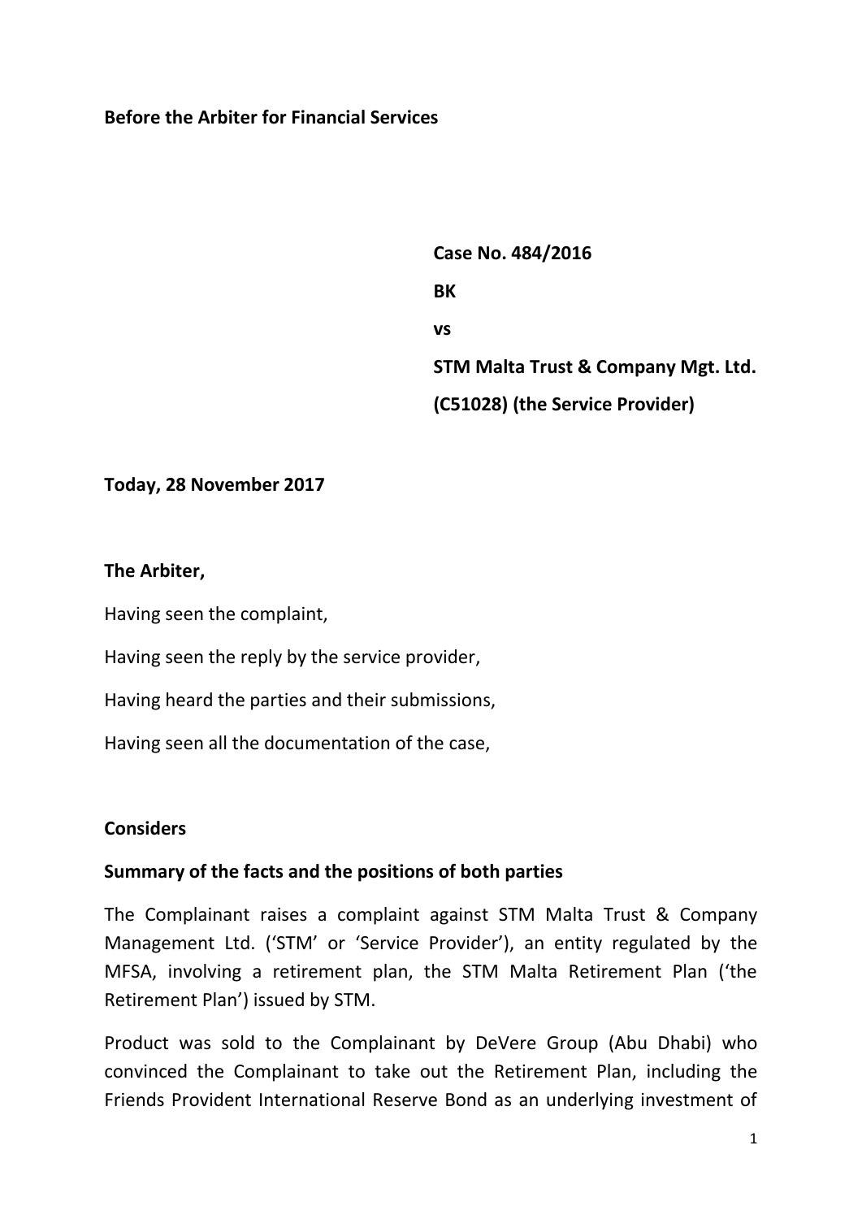**Before the Arbiter for Financial Services**

**Case No. 484/2016**

**BK**

**vs**

**STM Malta Trust & Company Mgt. Ltd.**

**(C51028) (the Service Provider)**

**Today, 28 November 2017**

**The Arbiter,**

Having seen the complaint,

Having seen the reply by the service provider,

Having heard the parties and their submissions,

Having seen all the documentation of the case,

**Considers**

**Summary of the facts and the positions of both parties**

The Complainant raises a complaint against STM Malta Trust & Company Management Ltd. ('STM' or 'Service Provider'), an entity regulated by the MFSA, involving a retirement plan, the STM Malta Retirement Plan ('the Retirement Plan') issued by STM.

Product was sold to the Complainant by DeVere Group (Abu Dhabi) who convinced the Complainant to take out the Retirement Plan, including the Friends Provident International Reserve Bond as an underlying investment of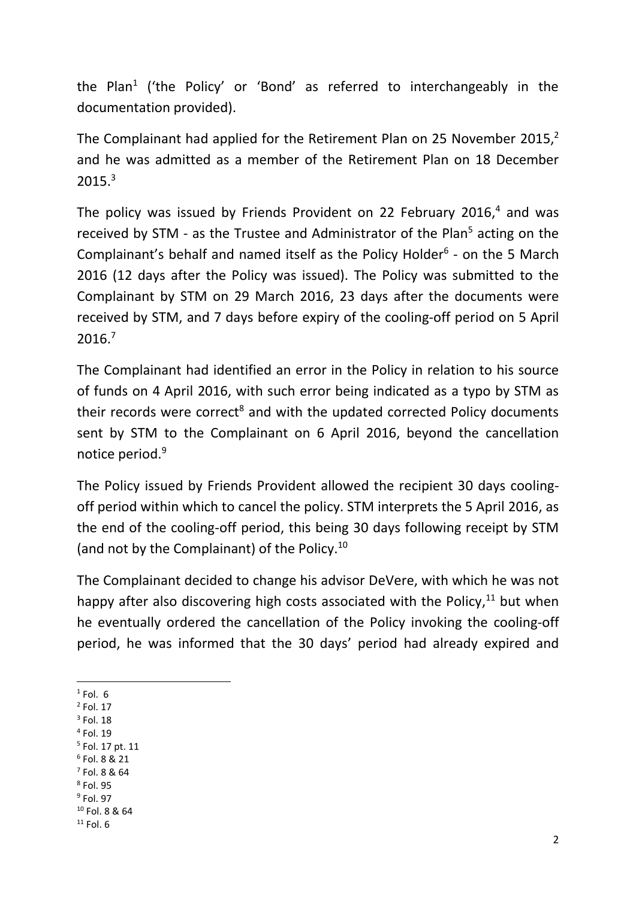the Plan[1] ('the Policy' or 'Bond' as referred to interchangeably in the documentation provided).

The Complainant had applied for the Retirement Plan on 25 November 2015,[2] and he was admitted as a member of the Retirement Plan on 18 December 2015.[3]

The policy was issued by Friends Provident on 22 February 2016,[4] and was received by STM - as the Trustee and Administrator of the Plan[5] acting on the Complainant's behalf and named itself as the Policy Holder[6] - on the 5 March 2016 (12 days after the Policy was issued). The Policy was submitted to the Complainant by STM on 29 March 2016, 23 days after the documents were received by STM, and 7 days before expiry of the cooling-off period on 5 April 2016.[7]

The Complainant had identified an error in the Policy in relation to his source of funds on 4 April 2016, with such error being indicated as a typo by STM as their records were correct[8] and with the updated corrected Policy documents sent by STM to the Complainant on 6 April 2016, beyond the cancellation notice period.[9]

The Policy issued by Friends Provident allowed the recipient 30 days cooling-off period within which to cancel the policy. STM interprets the 5 April 2016, as the end of the cooling-off period, this being 30 days following receipt by STM (and not by the Complainant) of the Policy.[10]

The Complainant decided to change his advisor DeVere, with which he was not happy after also discovering high costs associated with the Policy,[11] but when he eventually ordered the cancellation of the Policy invoking the cooling-off period, he was informed that the 30 days' period had already expired and

---

[1] Fol. 6
[2] Fol. 17
[3] Fol. 18
[4] Fol. 19
[5] Fol. 17 pt. 11
[6] Fol. 8 & 21
[7] Fol. 8 & 64
[8] Fol. 95
[9] Fol. 97
[10] Fol. 8 & 64
[11] Fol. 6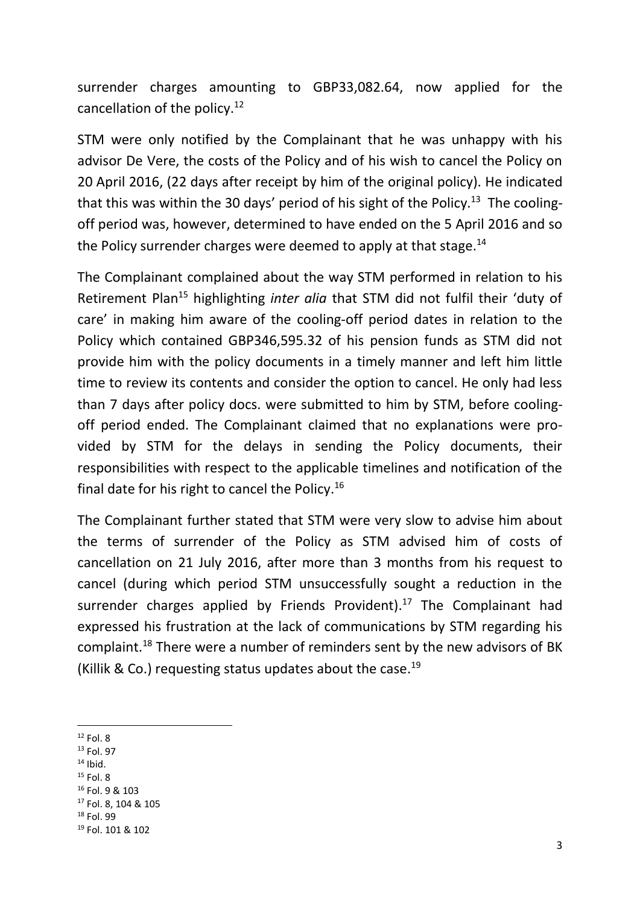surrender charges amounting to GBP33,082.64, now applied for the cancellation of the policy.[12]

STM were only notified by the Complainant that he was unhappy with his advisor De Vere, the costs of the Policy and of his wish to cancel the Policy on 20 April 2016, (22 days after receipt by him of the original policy). He indicated that this was within the 30 days' period of his sight of the Policy.[13] The cooling-off period was, however, determined to have ended on the 5 April 2016 and so the Policy surrender charges were deemed to apply at that stage.[14]

The Complainant complained about the way STM performed in relation to his Retirement Plan[15] highlighting *inter alia* that STM did not fulfil their 'duty of care' in making him aware of the cooling-off period dates in relation to the Policy which contained GBP346,595.32 of his pension funds as STM did not provide him with the policy documents in a timely manner and left him little time to review its contents and consider the option to cancel. He only had less than 7 days after policy docs. were submitted to him by STM, before cooling-off period ended. The Complainant claimed that no explanations were provided by STM for the delays in sending the Policy documents, their responsibilities with respect to the applicable timelines and notification of the final date for his right to cancel the Policy.[16]

The Complainant further stated that STM were very slow to advise him about the terms of surrender of the Policy as STM advised him of costs of cancellation on 21 July 2016, after more than 3 months from his request to cancel (during which period STM unsuccessfully sought a reduction in the surrender charges applied by Friends Provident).[17] The Complainant had expressed his frustration at the lack of communications by STM regarding his complaint.[18] There were a number of reminders sent by the new advisors of BK (Killik & Co.) requesting status updates about the case.[19]

---

[12] Fol. 8
[13] Fol. 97
[14] Ibid.
[15] Fol. 8
[16] Fol. 9 & 103
[17] Fol. 8, 104 & 105
[18] Fol. 99
[19] Fol. 101 & 102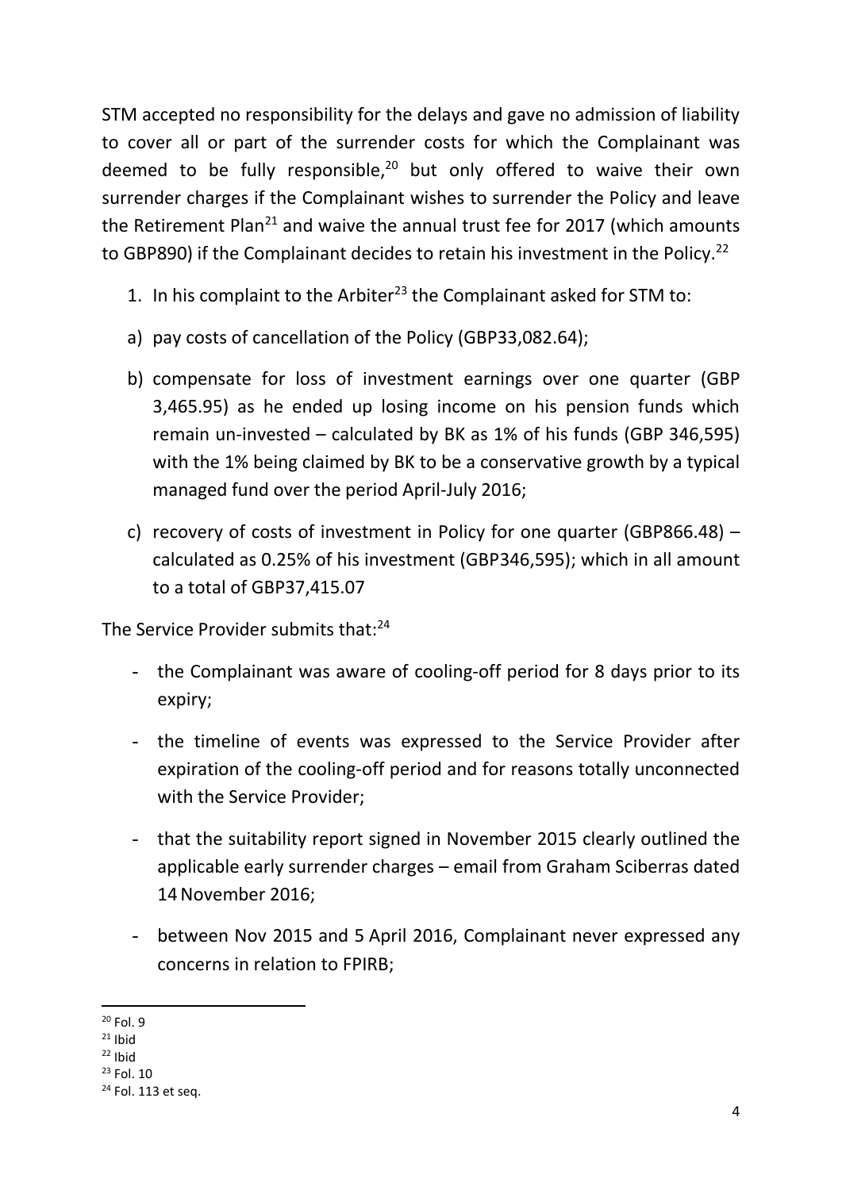STM accepted no responsibility for the delays and gave no admission of liability to cover all or part of the surrender costs for which the Complainant was deemed to be fully responsible,[20] but only offered to waive their own surrender charges if the Complainant wishes to surrender the Policy and leave the Retirement Plan[21] and waive the annual trust fee for 2017 (which amounts to GBP890) if the Complainant decides to retain his investment in the Policy.[22]

1. In his complaint to the Arbiter[23] the Complainant asked for STM to:

a) pay costs of cancellation of the Policy (GBP33,082.64);

b) compensate for loss of investment earnings over one quarter (GBP 3,465.95) as he ended up losing income on his pension funds which remain un-invested – calculated by BK as 1% of his funds (GBP 346,595) with the 1% being claimed by BK to be a conservative growth by a typical managed fund over the period April-July 2016;

c) recovery of costs of investment in Policy for one quarter (GBP866.48) – calculated as 0.25% of his investment (GBP346,595); which in all amount to a total of GBP37,415.07

The Service Provider submits that:[24]

- the Complainant was aware of cooling-off period for 8 days prior to its expiry;
- the timeline of events was expressed to the Service Provider after expiration of the cooling-off period and for reasons totally unconnected with the Service Provider;
- that the suitability report signed in November 2015 clearly outlined the applicable early surrender charges – email from Graham Sciberras dated 14 November 2016;
- between Nov 2015 and 5 April 2016, Complainant never expressed any concerns in relation to FPIRB;

---

[20] Fol. 9
[21] Ibid
[22] Ibid
[23] Fol. 10
[24] Fol. 113 et seq.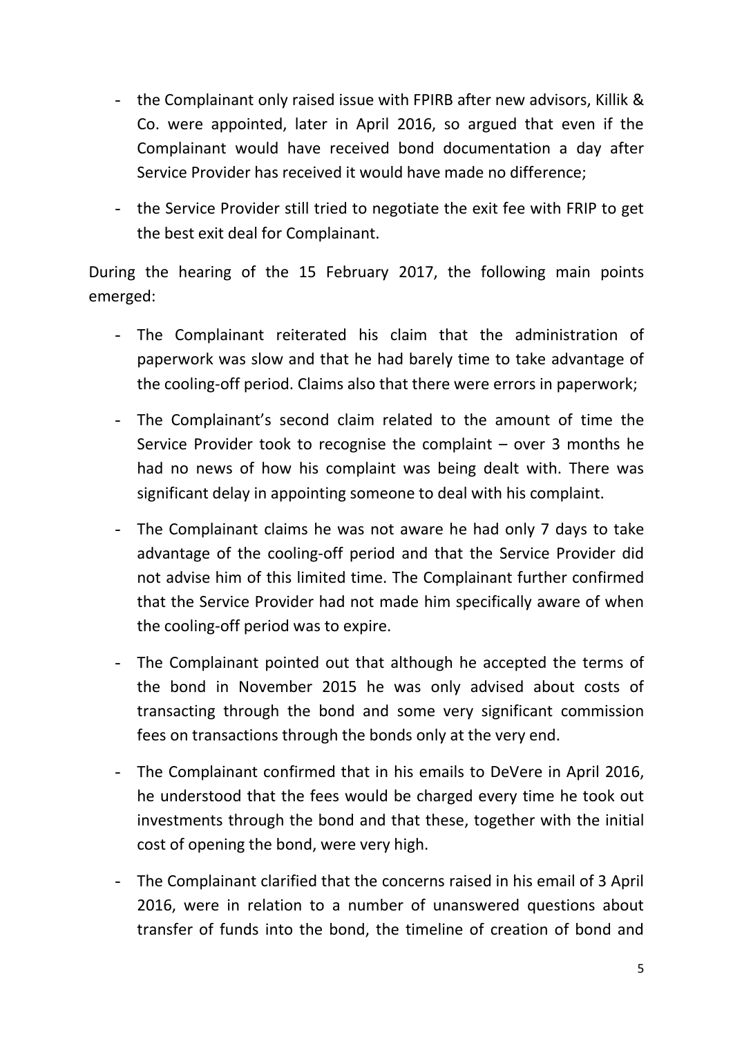- the Complainant only raised issue with FPIRB after new advisors, Killik & Co. were appointed, later in April 2016, so argued that even if the Complainant would have received bond documentation a day after Service Provider has received it would have made no difference;
- the Service Provider still tried to negotiate the exit fee with FRIP to get the best exit deal for Complainant.

During the hearing of the 15 February 2017, the following main points emerged:

- The Complainant reiterated his claim that the administration of paperwork was slow and that he had barely time to take advantage of the cooling-off period. Claims also that there were errors in paperwork;
- The Complainant's second claim related to the amount of time the Service Provider took to recognise the complaint – over 3 months he had no news of how his complaint was being dealt with. There was significant delay in appointing someone to deal with his complaint.
- The Complainant claims he was not aware he had only 7 days to take advantage of the cooling-off period and that the Service Provider did not advise him of this limited time. The Complainant further confirmed that the Service Provider had not made him specifically aware of when the cooling-off period was to expire.
- The Complainant pointed out that although he accepted the terms of the bond in November 2015 he was only advised about costs of transacting through the bond and some very significant commission fees on transactions through the bonds only at the very end.
- The Complainant confirmed that in his emails to DeVere in April 2016, he understood that the fees would be charged every time he took out investments through the bond and that these, together with the initial cost of opening the bond, were very high.
- The Complainant clarified that the concerns raised in his email of 3 April 2016, were in relation to a number of unanswered questions about transfer of funds into the bond, the timeline of creation of bond and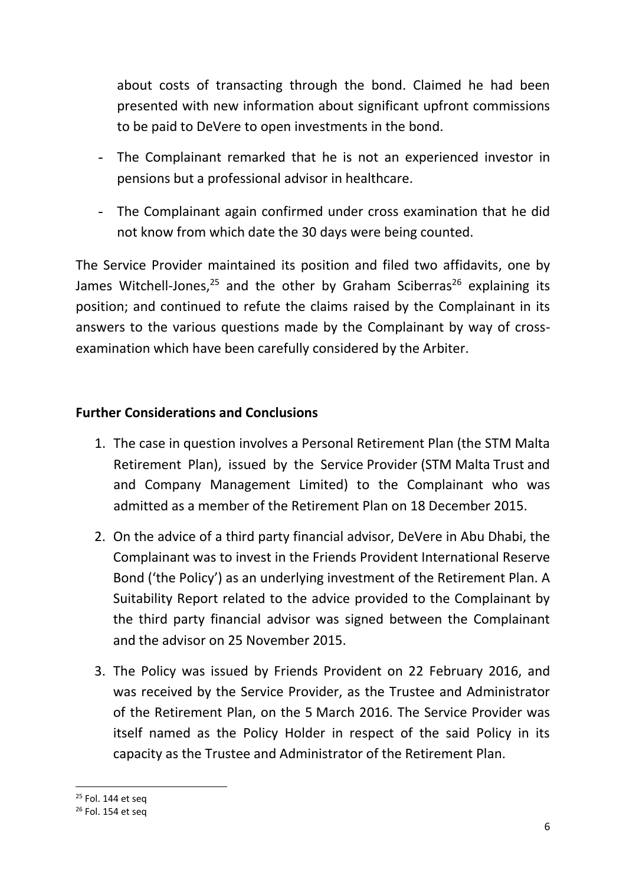about costs of transacting through the bond. Claimed he had been presented with new information about significant upfront commissions to be paid to DeVere to open investments in the bond.

- The Complainant remarked that he is not an experienced investor in pensions but a professional advisor in healthcare.
- The Complainant again confirmed under cross examination that he did not know from which date the 30 days were being counted.

The Service Provider maintained its position and filed two affidavits, one by James Witchell-Jones,[25] and the other by Graham Sciberras[26] explaining its position; and continued to refute the claims raised by the Complainant in its answers to the various questions made by the Complainant by way of cross-examination which have been carefully considered by the Arbiter.

**Further Considerations and Conclusions**

1. The case in question involves a Personal Retirement Plan (the STM Malta Retirement Plan), issued by the Service Provider (STM Malta Trust and and Company Management Limited) to the Complainant who was admitted as a member of the Retirement Plan on 18 December 2015.
2. On the advice of a third party financial advisor, DeVere in Abu Dhabi, the Complainant was to invest in the Friends Provident International Reserve Bond ('the Policy') as an underlying investment of the Retirement Plan. A Suitability Report related to the advice provided to the Complainant by the third party financial advisor was signed between the Complainant and the advisor on 25 November 2015.
3. The Policy was issued by Friends Provident on 22 February 2016, and was received by the Service Provider, as the Trustee and Administrator of the Retirement Plan, on the 5 March 2016. The Service Provider was itself named as the Policy Holder in respect of the said Policy in its capacity as the Trustee and Administrator of the Retirement Plan.

[25] Fol. 144 et seq

[26] Fol. 154 et seq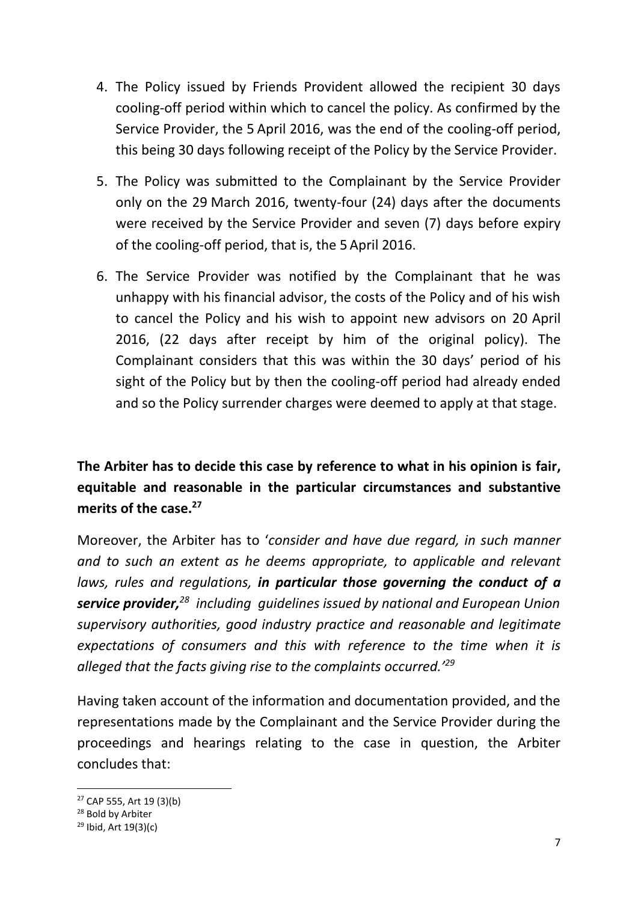4. The Policy issued by Friends Provident allowed the recipient 30 days cooling-off period within which to cancel the policy. As confirmed by the Service Provider, the 5 April 2016, was the end of the cooling-off period, this being 30 days following receipt of the Policy by the Service Provider.

5. The Policy was submitted to the Complainant by the Service Provider only on the 29 March 2016, twenty-four (24) days after the documents were received by the Service Provider and seven (7) days before expiry of the cooling-off period, that is, the 5 April 2016.

6. The Service Provider was notified by the Complainant that he was unhappy with his financial advisor, the costs of the Policy and of his wish to cancel the Policy and his wish to appoint new advisors on 20 April 2016, (22 days after receipt by him of the original policy). The Complainant considers that this was within the 30 days' period of his sight of the Policy but by then the cooling-off period had already ended and so the Policy surrender charges were deemed to apply at that stage.

**The Arbiter has to decide this case by reference to what in his opinion is fair, equitable and reasonable in the particular circumstances and substantive merits of the case.[27]**

Moreover, the Arbiter has to '*consider and have due regard, in such manner and to such an extent as he deems appropriate, to applicable and relevant laws, rules and regulations, **in particular those governing the conduct of a service provider,**[28] including guidelines issued by national and European Union supervisory authorities, good industry practice and reasonable and legitimate expectations of consumers and this with reference to the time when it is alleged that the facts giving rise to the complaints occurred.'*[29]

Having taken account of the information and documentation provided, and the representations made by the Complainant and the Service Provider during the proceedings and hearings relating to the case in question, the Arbiter concludes that:

---

[27] CAP 555, Art 19 (3)(b)

[28] Bold by Arbiter

[29] Ibid, Art 19(3)(c)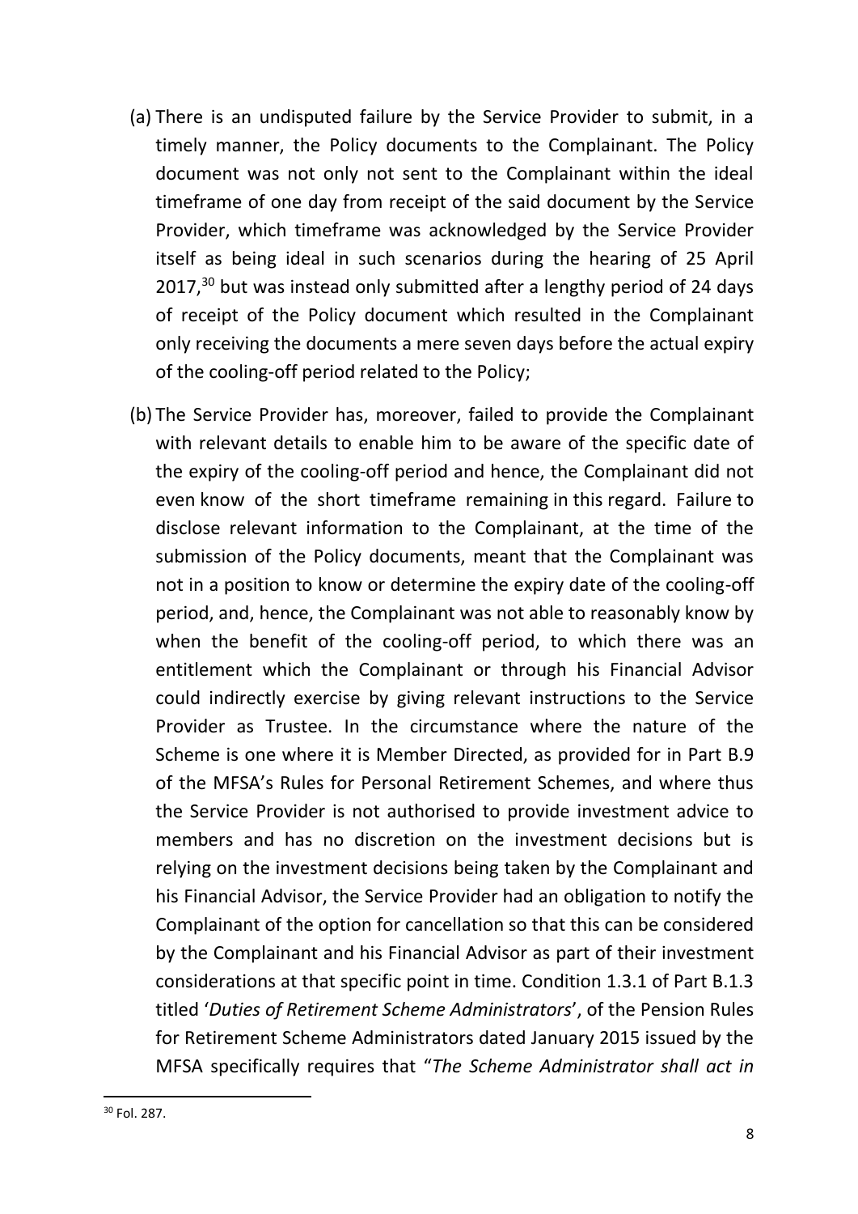(a) There is an undisputed failure by the Service Provider to submit, in a timely manner, the Policy documents to the Complainant. The Policy document was not only not sent to the Complainant within the ideal timeframe of one day from receipt of the said document by the Service Provider, which timeframe was acknowledged by the Service Provider itself as being ideal in such scenarios during the hearing of 25 April 2017,[30] but was instead only submitted after a lengthy period of 24 days of receipt of the Policy document which resulted in the Complainant only receiving the documents a mere seven days before the actual expiry of the cooling-off period related to the Policy;

(b) The Service Provider has, moreover, failed to provide the Complainant with relevant details to enable him to be aware of the specific date of the expiry of the cooling-off period and hence, the Complainant did not even know of the short timeframe remaining in this regard. Failure to disclose relevant information to the Complainant, at the time of the submission of the Policy documents, meant that the Complainant was not in a position to know or determine the expiry date of the cooling-off period, and, hence, the Complainant was not able to reasonably know by when the benefit of the cooling-off period, to which there was an entitlement which the Complainant or through his Financial Advisor could indirectly exercise by giving relevant instructions to the Service Provider as Trustee. In the circumstance where the nature of the Scheme is one where it is Member Directed, as provided for in Part B.9 of the MFSA's Rules for Personal Retirement Schemes, and where thus the Service Provider is not authorised to provide investment advice to members and has no discretion on the investment decisions but is relying on the investment decisions being taken by the Complainant and his Financial Advisor, the Service Provider had an obligation to notify the Complainant of the option for cancellation so that this can be considered by the Complainant and his Financial Advisor as part of their investment considerations at that specific point in time. Condition 1.3.1 of Part B.1.3 titled '*Duties of Retirement Scheme Administrators*', of the Pension Rules for Retirement Scheme Administrators dated January 2015 issued by the MFSA specifically requires that "*The Scheme Administrator shall act in*

[30] Fol. 287.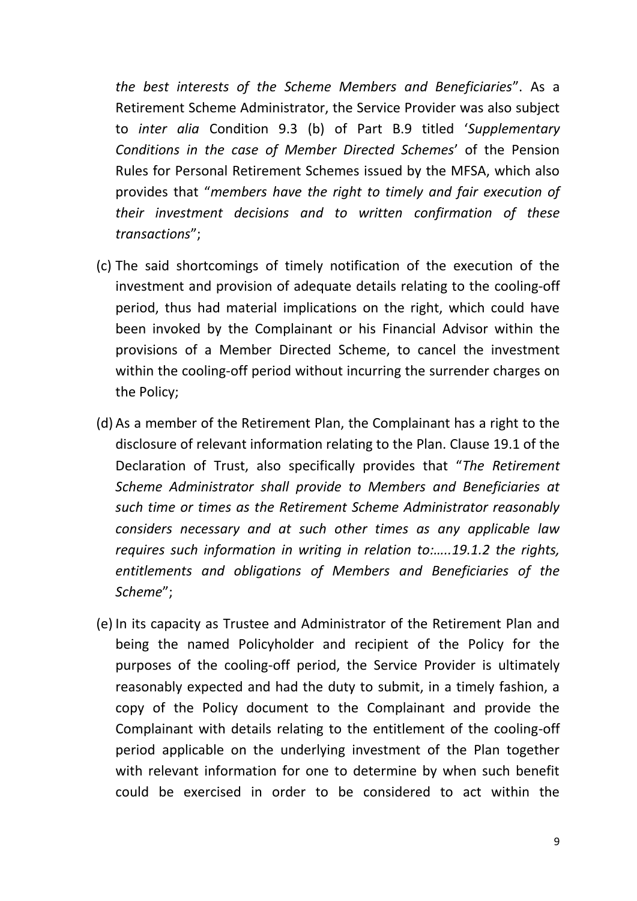*the best interests of the Scheme Members and Beneficiaries*". As a Retirement Scheme Administrator, the Service Provider was also subject to *inter alia* Condition 9.3 (b) of Part B.9 titled '*Supplementary Conditions in the case of Member Directed Schemes*' of the Pension Rules for Personal Retirement Schemes issued by the MFSA, which also provides that "*members have the right to timely and fair execution of their investment decisions and to written confirmation of these transactions*";

(c) The said shortcomings of timely notification of the execution of the investment and provision of adequate details relating to the cooling-off period, thus had material implications on the right, which could have been invoked by the Complainant or his Financial Advisor within the provisions of a Member Directed Scheme, to cancel the investment within the cooling-off period without incurring the surrender charges on the Policy;

(d) As a member of the Retirement Plan, the Complainant has a right to the disclosure of relevant information relating to the Plan. Clause 19.1 of the Declaration of Trust, also specifically provides that "*The Retirement Scheme Administrator shall provide to Members and Beneficiaries at such time or times as the Retirement Scheme Administrator reasonably considers necessary and at such other times as any applicable law requires such information in writing in relation to:…..19.1.2 the rights, entitlements and obligations of Members and Beneficiaries of the Scheme*";

(e) In its capacity as Trustee and Administrator of the Retirement Plan and being the named Policyholder and recipient of the Policy for the purposes of the cooling-off period, the Service Provider is ultimately reasonably expected and had the duty to submit, in a timely fashion, a copy of the Policy document to the Complainant and provide the Complainant with details relating to the entitlement of the cooling-off period applicable on the underlying investment of the Plan together with relevant information for one to determine by when such benefit could be exercised in order to be considered to act within the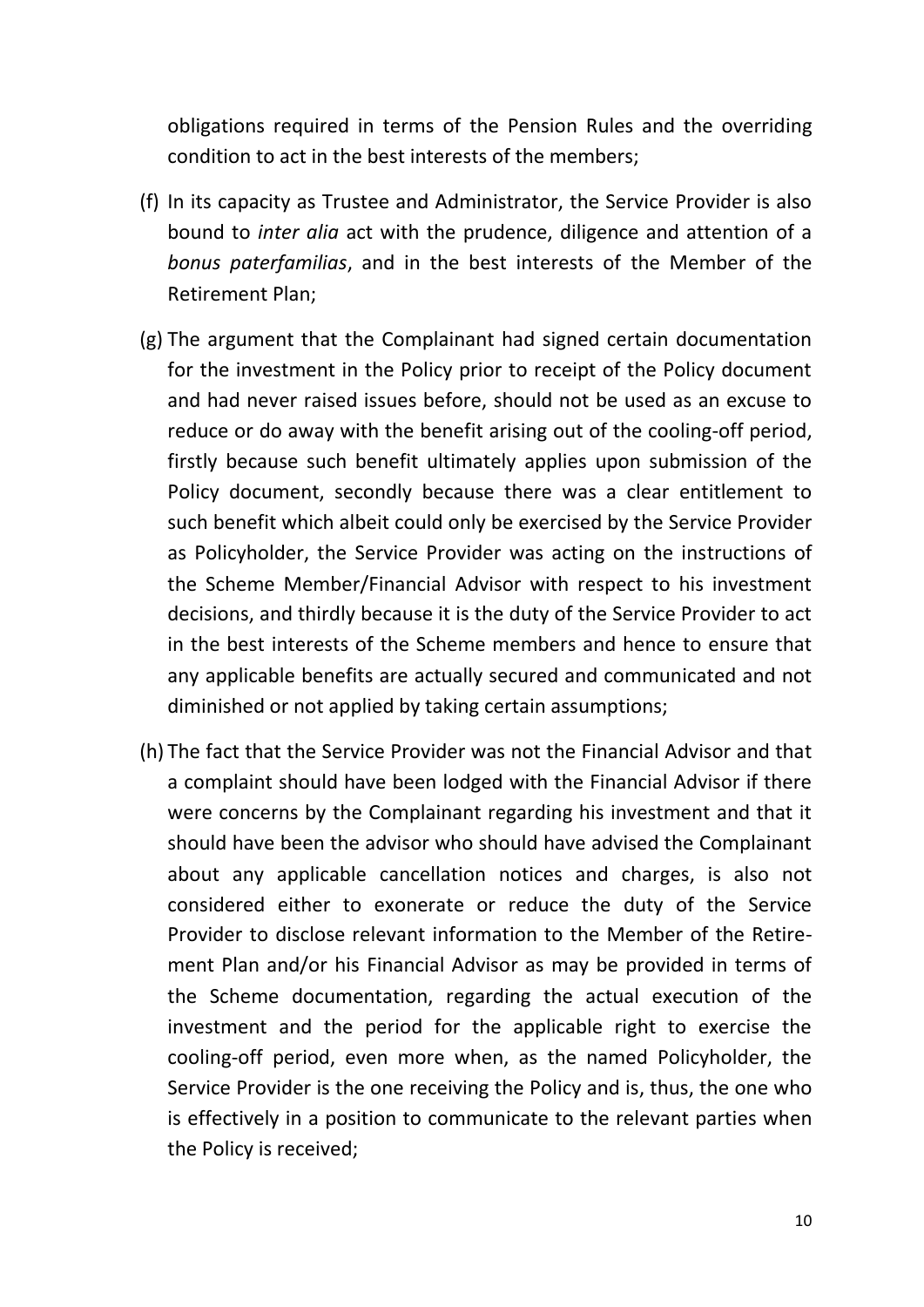obligations required in terms of the Pension Rules and the overriding condition to act in the best interests of the members;

(f) In its capacity as Trustee and Administrator, the Service Provider is also bound to *inter alia* act with the prudence, diligence and attention of a *bonus paterfamilias*, and in the best interests of the Member of the Retirement Plan;

(g) The argument that the Complainant had signed certain documentation for the investment in the Policy prior to receipt of the Policy document and had never raised issues before, should not be used as an excuse to reduce or do away with the benefit arising out of the cooling-off period, firstly because such benefit ultimately applies upon submission of the Policy document, secondly because there was a clear entitlement to such benefit which albeit could only be exercised by the Service Provider as Policyholder, the Service Provider was acting on the instructions of the Scheme Member/Financial Advisor with respect to his investment decisions, and thirdly because it is the duty of the Service Provider to act in the best interests of the Scheme members and hence to ensure that any applicable benefits are actually secured and communicated and not diminished or not applied by taking certain assumptions;

(h) The fact that the Service Provider was not the Financial Advisor and that a complaint should have been lodged with the Financial Advisor if there were concerns by the Complainant regarding his investment and that it should have been the advisor who should have advised the Complainant about any applicable cancellation notices and charges, is also not considered either to exonerate or reduce the duty of the Service Provider to disclose relevant information to the Member of the Retirement Plan and/or his Financial Advisor as may be provided in terms of the Scheme documentation, regarding the actual execution of the investment and the period for the applicable right to exercise the cooling-off period, even more when, as the named Policyholder, the Service Provider is the one receiving the Policy and is, thus, the one who is effectively in a position to communicate to the relevant parties when the Policy is received;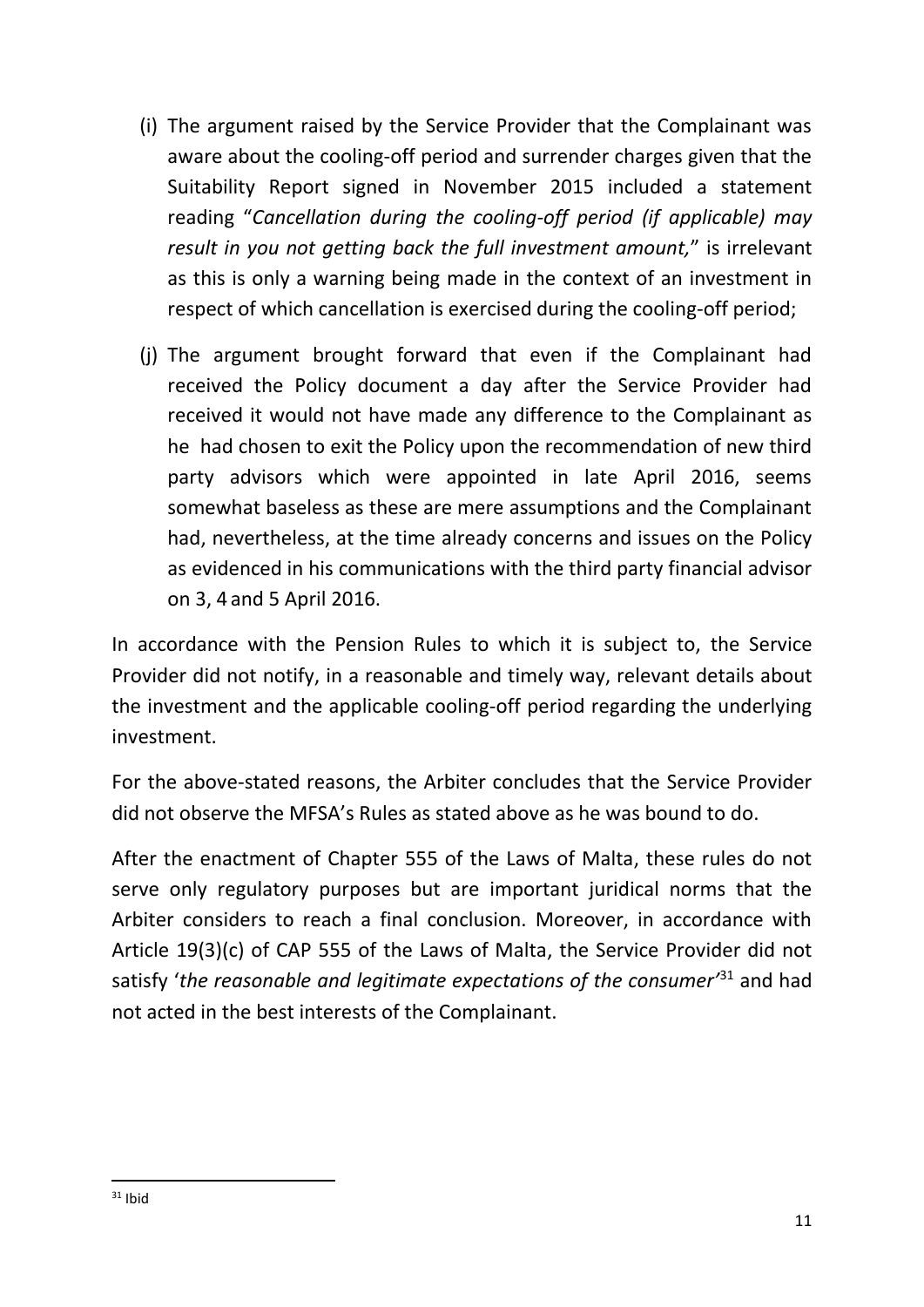(i) The argument raised by the Service Provider that the Complainant was aware about the cooling-off period and surrender charges given that the Suitability Report signed in November 2015 included a statement reading "*Cancellation during the cooling-off period (if applicable) may result in you not getting back the full investment amount,*" is irrelevant as this is only a warning being made in the context of an investment in respect of which cancellation is exercised during the cooling-off period;

(j) The argument brought forward that even if the Complainant had received the Policy document a day after the Service Provider had received it would not have made any difference to the Complainant as he had chosen to exit the Policy upon the recommendation of new third party advisors which were appointed in late April 2016, seems somewhat baseless as these are mere assumptions and the Complainant had, nevertheless, at the time already concerns and issues on the Policy as evidenced in his communications with the third party financial advisor on 3, 4 and 5 April 2016.

In accordance with the Pension Rules to which it is subject to, the Service Provider did not notify, in a reasonable and timely way, relevant details about the investment and the applicable cooling-off period regarding the underlying investment.

For the above-stated reasons, the Arbiter concludes that the Service Provider did not observe the MFSA's Rules as stated above as he was bound to do.

After the enactment of Chapter 555 of the Laws of Malta, these rules do not serve only regulatory purposes but are important juridical norms that the Arbiter considers to reach a final conclusion. Moreover, in accordance with Article 19(3)(c) of CAP 555 of the Laws of Malta, the Service Provider did not satisfy '*the reasonable and legitimate expectations of the consumer*'[31] and had not acted in the best interests of the Complainant.

[31] Ibid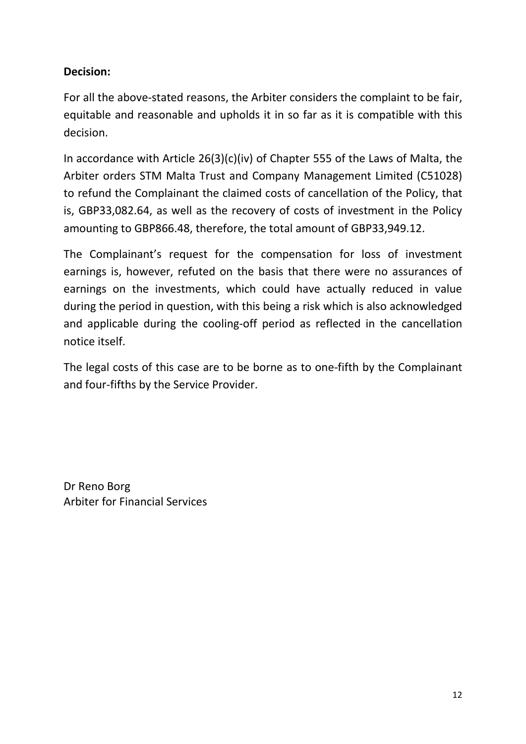**Decision:**

For all the above-stated reasons, the Arbiter considers the complaint to be fair, equitable and reasonable and upholds it in so far as it is compatible with this decision.

In accordance with Article 26(3)(c)(iv) of Chapter 555 of the Laws of Malta, the Arbiter orders STM Malta Trust and Company Management Limited (C51028) to refund the Complainant the claimed costs of cancellation of the Policy, that is, GBP33,082.64, as well as the recovery of costs of investment in the Policy amounting to GBP866.48, therefore, the total amount of GBP33,949.12.

The Complainant's request for the compensation for loss of investment earnings is, however, refuted on the basis that there were no assurances of earnings on the investments, which could have actually reduced in value during the period in question, with this being a risk which is also acknowledged and applicable during the cooling-off period as reflected in the cancellation notice itself.

The legal costs of this case are to be borne as to one-fifth by the Complainant and four-fifths by the Service Provider.

Dr Reno Borg
Arbiter for Financial Services